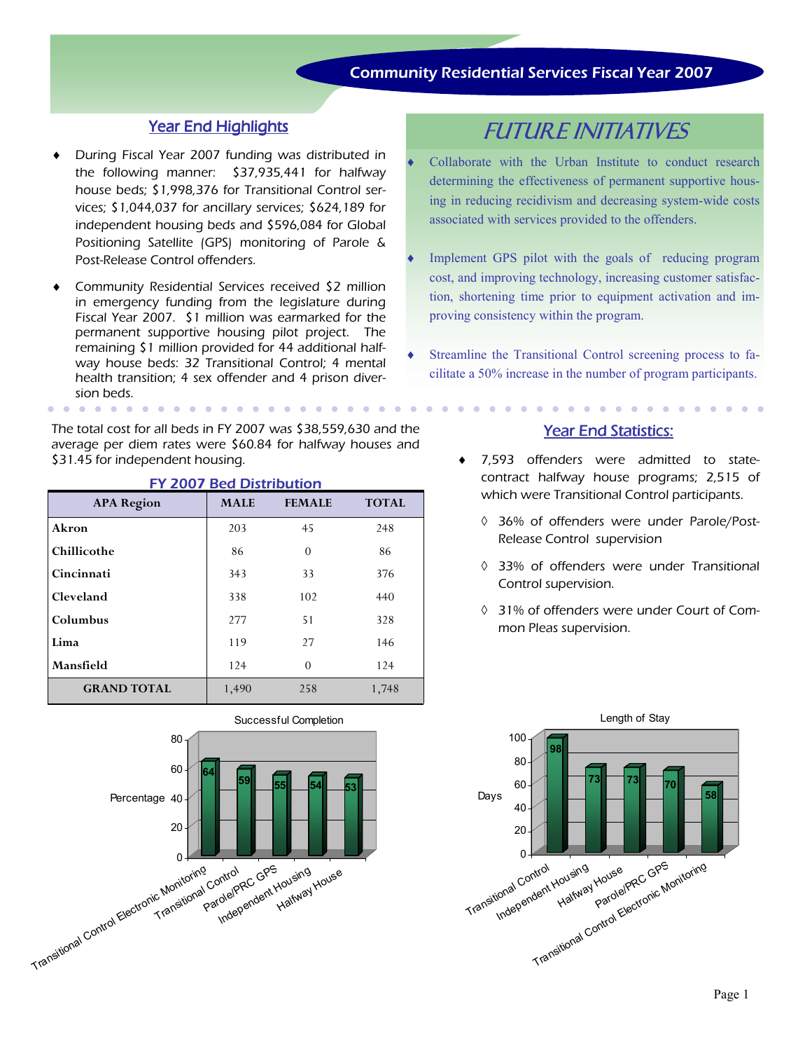# Community Residential Services Fiscal Year 2007

## Year End Highlights

- During Fiscal Year 2007 funding was distributed in the following manner: $37,935,441 for halfway house beds; $1,998,376 for Transitional Control services; $1,044,037 for ancillary services; $624,189 for independent housing beds and $596,084 for Global Positioning Satellite (GPS) monitoring of Parole & Post-Release Control offenders.
- Community Residential Services received $2 million in emergency funding from the legislature during Fiscal Year 2007. $1 million was earmarked for the permanent supportive housing pilot project. The remaining $1 million provided for 44 additional halfway house beds: 32 Transitional Control; 4 mental health transition; 4 sex offender and 4 prison diversion beds.

## *FUTURE INITIATIVES*

- Collaborate with the Urban Institute to conduct research determining the effectiveness of permanent supportive housing in reducing recidivism and decreasing system-wide costs associated with services provided to the offenders.
- Implement GPS pilot with the goals of reducing program cost, and improving technology, increasing customer satisfaction, shortening time prior to equipment activation and improving consistency within the program.
- Streamline the Transitional Control screening process to facilitate a 50% increase in the number of program participants.

The total cost for all beds in FY 2007 was $38,559,630 and the average per diem rates were $60.84 for halfway houses and $31.45 for independent housing.

### FY 2007 Bed Distribution

| APA Region | MALE | FEMALE | TOTAL |
|---|---|---|---|
| Akron | 203 | 45 | 248 |
| Chillicothe | 86 | 0 | 86 |
| Cincinnati | 343 | 33 | 376 |
| Cleveland | 338 | 102 | 440 |
| Columbus | 277 | 51 | 328 |
| Lima | 119 | 27 | 146 |
| Mansfield | 124 | 0 | 124 |
| **GRAND TOTAL** | 1,490 | 258 | 1,748 |

## Year End Statistics:

- 7,593 offenders were admitted to state-contract halfway house programs; 2,515 of which were Transitional Control participants.
  - ◊ 36% of offenders were under Parole/Post-Release Control supervision
  - ◊ 33% of offenders were under Transitional Control supervision.
  - ◊ 31% of offenders were under Court of Common Pleas supervision.

Successful Completion

Percentage

0
20
40
60
80

64
59
55
54
53

Transitional Control Electronic Monitoring
Transitional Control
Parole/PRC GPS
Independent Housing
Halfway House

Length of Stay

Days

0
20
40
60
80
100

98
73
73
70
58

Transitional Control
Independent Housing
Halfway House
Parole/PRC GPS
Transitional Control Electronic Monitoring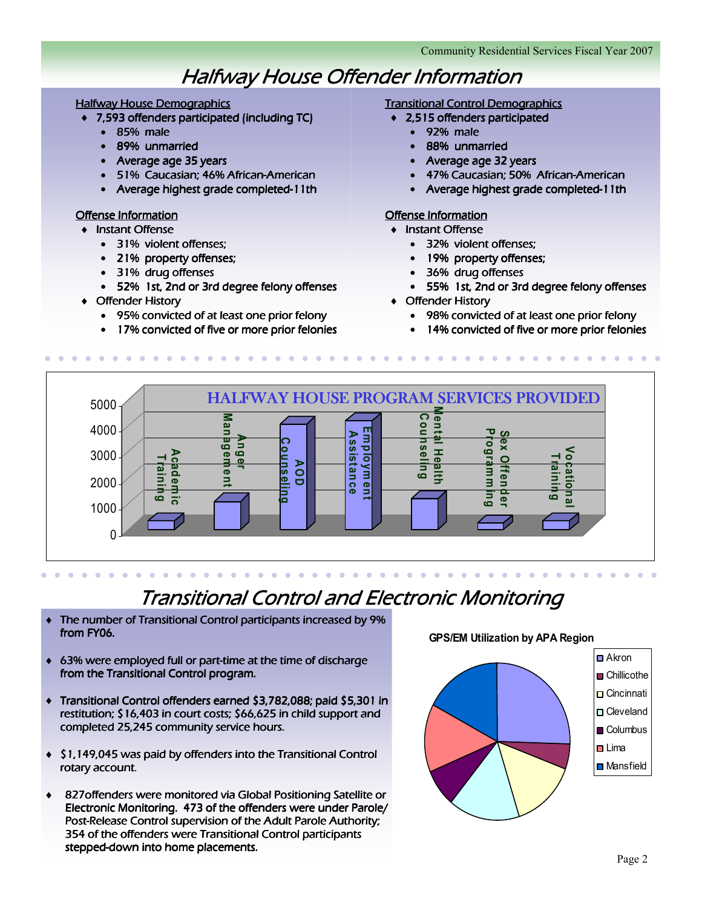# Halfway House Offender Information

## Halfway House Demographics

- 7,593 offenders participated (including TC)
  - 85% male
  - 89% unmarried
  - Average age 35 years
  - 51% Caucasian; 46% African-American
  - Average highest grade completed-11th

## Offense Information

- Instant Offense
  - 31% violent offenses;
  - 21% property offenses;
  - 31% drug offenses
  - 52% 1st, 2nd or 3rd degree felony offenses
- Offender History
  - 95% convicted of at least one prior felony
  - 17% convicted of five or more prior felonies

## Transitional Control Demographics

- 2,515 offenders participated
  - 92% male
  - 88% unmarried
  - Average age 32 years
  - 47% Caucasian; 50% African-American
  - Average highest grade completed-11th

## Offense Information

- Instant Offense
  - 32% violent offenses;
  - 19% property offenses;
  - 36% drug offenses
  - 55% 1st, 2nd or 3rd degree felony offenses
- Offender History
  - 98% convicted of at least one prior felony
  - 14% convicted of five or more prior felonies

HALFWAY HOUSE PROGRAM SERVICES PROVIDED

5000
4000
3000
2000
1000
0

Academic Training
Anger Management
AOD Counseling
Employment Assistance
Mental Health Counseling
Sex Offender Programming
Vocational Training

# Transitional Control and Electronic Monitoring

- The number of Transitional Control participants increased by 9% from FY06.
- 63% were employed full or part-time at the time of discharge from the Transitional Control program.
- Transitional Control offenders earned $3,782,088; paid $5,301 in restitution; $16,403 in court costs; $66,625 in child support and completed 25,245 community service hours.
- $1,149,045 was paid by offenders into the Transitional Control rotary account.
- 827offenders were monitored via Global Positioning Satellite or Electronic Monitoring. 473 of the offenders were under Parole/ Post-Release Control supervision of the Adult Parole Authority; 354 of the offenders were Transitional Control participants stepped-down into home placements.

GPS/EM Utilization by APA Region

Akron
Chillicothe
Cincinnati
Cleveland
Columbus
Lima
Mansfield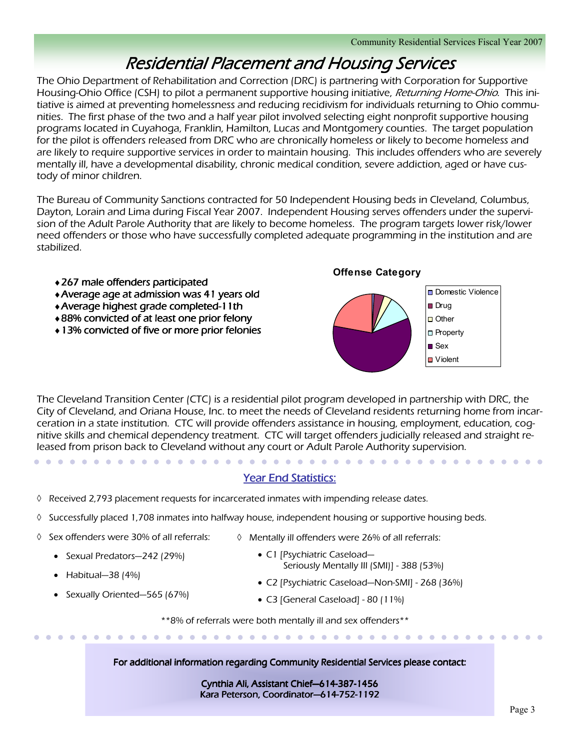# Residential Placement and Housing Services

The Ohio Department of Rehabilitation and Correction (DRC) is partnering with Corporation for Supportive Housing-Ohio Office (CSH) to pilot a permanent supportive housing initiative, *Returning Home-Ohio*. This initiative is aimed at preventing homelessness and reducing recidivism for individuals returning to Ohio communities. The first phase of the two and a half year pilot involved selecting eight nonprofit supportive housing programs located in Cuyahoga, Franklin, Hamilton, Lucas and Montgomery counties. The target population for the pilot is offenders released from DRC who are chronically homeless or likely to become homeless and are likely to require supportive services in order to maintain housing. This includes offenders who are severely mentally ill, have a developmental disability, chronic medical condition, severe addiction, aged or have custody of minor children.

The Bureau of Community Sanctions contracted for 50 Independent Housing beds in Cleveland, Columbus, Dayton, Lorain and Lima during Fiscal Year 2007. Independent Housing serves offenders under the supervision of the Adult Parole Authority that are likely to become homeless. The program targets lower risk/lower need offenders or those who have successfully completed adequate programming in the institution and are stabilized.

- 267 male offenders participated
- Average age at admission was 41 years old
- Average highest grade completed-11th
- 88% convicted of at least one prior felony
- 13% convicted of five or more prior felonies

**Offense Category**

Domestic Violence
Drug
Other
Property
Sex
Violent

The Cleveland Transition Center (CTC) is a residential pilot program developed in partnership with DRC, the City of Cleveland, and Oriana House, Inc. to meet the needs of Cleveland residents returning home from incarceration in a state institution. CTC will provide offenders assistance in housing, employment, education, cognitive skills and chemical dependency treatment. CTC will target offenders judicially released and straight released from prison back to Cleveland without any court or Adult Parole Authority supervision.

## Year End Statistics:

- Received 2,793 placement requests for incarcerated inmates with impending release dates.
- Successfully placed 1,708 inmates into halfway house, independent housing or supportive housing beds.
- Sex offenders were 30% of all referrals:
  - Sexual Predators—242 (29%)
  - Habitual—38 (4%)
  - Sexually Oriented—565 (67%)
- Mentally ill offenders were 26% of all referrals:
  - C1 [Psychiatric Caseload—Seriously Mentally Ill (SMI)] - 388 (53%)
  - C2 [Psychiatric Caseload—Non-SMI] - 268 (36%)
  - C3 [General Caseload] - 80 (11%)

**8% of referrals were both mentally ill and sex offenders**

**For additional information regarding Community Residential Services please contact:**

Cynthia Ali, Assistant Chief—614-387-1456
Kara Peterson, Coordinator—614-752-1192